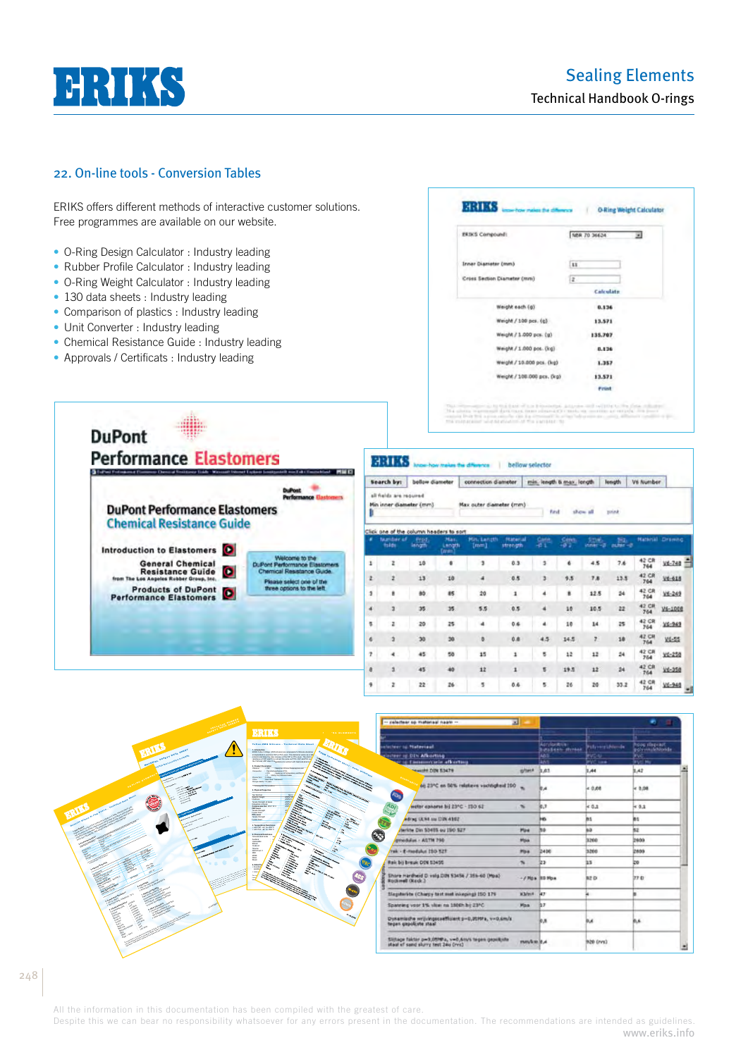## 22. On-line tools - Conversion Tables

ERIKS offers different methods of interactive customer solutions.
Free programmes are available on our website.

- O-Ring Design Calculator : Industry leading
- Rubber Profile Calculator : Industry leading
- O-Ring Weight Calculator : Industry leading
- 130 data sheets : Industry leading
- Comparison of plastics : Industry leading
- Unit Converter : Industry leading
- Chemical Resistance Guide : Industry leading
- Approvals / Certificats : Industry leading

All the information in this documentation has been compiled with the greatest of care.
Despite this we can bear no responsibility whatsoever for any errors present in the documentation. The recommendations are intended as guidelines.
www.eriks.info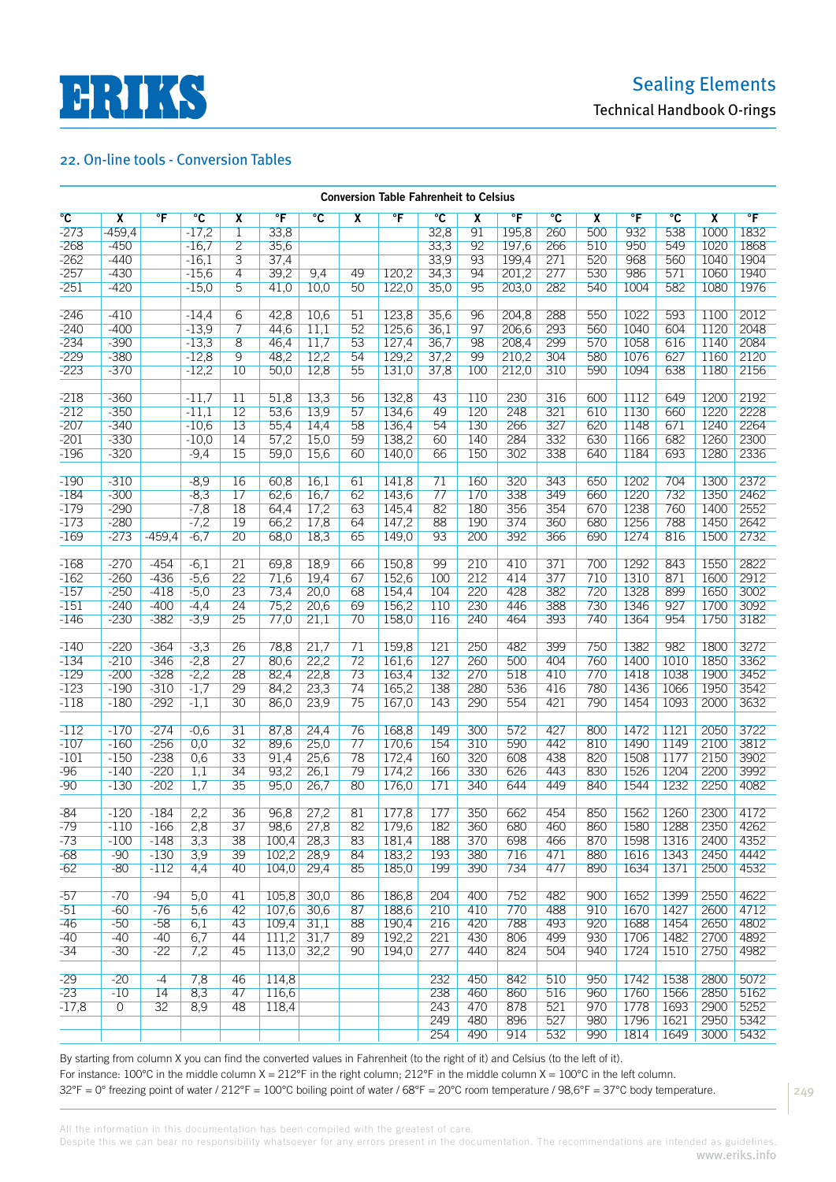## 22. On-line tools - Conversion Tables

**Conversion Table Fahrenheit to Celsius**

| °C | X | °F | °C | X | °F | °C | X | °F | °C | X | °F | °C | X | °F | °C | X | °F |
|---|---|---|---|---|---|---|---|---|---|---|---|---|---|---|---|---|---|
| -273 | -459,4 | | -17,2 | 1 | 33,8 | | | | 32,8 | 91 | 195,8 | 260 | 500 | 932 | 538 | 1000 | 1832 |
| -268 | -450 | | -16,7 | 2 | 35,6 | | | | 33,3 | 92 | 197,6 | 266 | 510 | 950 | 549 | 1020 | 1868 |
| -262 | -440 | | -16,1 | 3 | 37,4 | | | | 33,9 | 93 | 199,4 | 271 | 520 | 968 | 560 | 1040 | 1904 |
| -257 | -430 | | -15,6 | 4 | 39,2 | 9,4 | 49 | 120,2 | 34,3 | 94 | 201,2 | 277 | 530 | 986 | 571 | 1060 | 1940 |
| -251 | -420 | | -15,0 | 5 | 41,0 | 10,0 | 50 | 122,0 | 35,0 | 95 | 203,0 | 282 | 540 | 1004 | 582 | 1080 | 1976 |
| -246 | -410 | | -14,4 | 6 | 42,8 | 10,6 | 51 | 123,8 | 35,6 | 96 | 204,8 | 288 | 550 | 1022 | 593 | 1100 | 2012 |
| -240 | -400 | | -13,9 | 7 | 44,6 | 11,1 | 52 | 125,6 | 36,1 | 97 | 206,6 | 293 | 560 | 1040 | 604 | 1120 | 2048 |
| -234 | -390 | | -13,3 | 8 | 46,4 | 11,7 | 53 | 127,4 | 36,7 | 98 | 208,4 | 299 | 570 | 1058 | 616 | 1140 | 2084 |
| -229 | -380 | | -12,8 | 9 | 48,2 | 12,2 | 54 | 129,2 | 37,2 | 99 | 210,2 | 304 | 580 | 1076 | 627 | 1160 | 2120 |
| -223 | -370 | | -12,2 | 10 | 50,0 | 12,8 | 55 | 131,0 | 37,8 | 100 | 212,0 | 310 | 590 | 1094 | 638 | 1180 | 2156 |
| -218 | -360 | | -11,7 | 11 | 51,8 | 13,3 | 56 | 132,8 | 43 | 110 | 230 | 316 | 600 | 1112 | 649 | 1200 | 2192 |
| -212 | -350 | | -11,1 | 12 | 53,6 | 13,9 | 57 | 134,6 | 49 | 120 | 248 | 321 | 610 | 1130 | 660 | 1220 | 2228 |
| -207 | -340 | | -10,6 | 13 | 55,4 | 14,4 | 58 | 136,4 | 54 | 130 | 266 | 327 | 620 | 1148 | 671 | 1240 | 2264 |
| -201 | -330 | | -10,0 | 14 | 57,2 | 15,0 | 59 | 138,2 | 60 | 140 | 284 | 332 | 630 | 1166 | 682 | 1260 | 2300 |
| -196 | -320 | | -9,4 | 15 | 59,0 | 15,6 | 60 | 140,0 | 66 | 150 | 302 | 338 | 640 | 1184 | 693 | 1280 | 2336 |
| -190 | -310 | | -8,9 | 16 | 60,8 | 16,1 | 61 | 141,8 | 71 | 160 | 320 | 343 | 650 | 1202 | 704 | 1300 | 2372 |
| -184 | -300 | | -8,3 | 17 | 62,6 | 16,7 | 62 | 143,6 | 77 | 170 | 338 | 349 | 660 | 1220 | 732 | 1350 | 2462 |
| -179 | -290 | | -7,8 | 18 | 64,4 | 17,2 | 63 | 145,4 | 82 | 180 | 356 | 354 | 670 | 1238 | 760 | 1400 | 2552 |
| -173 | -280 | | -7,2 | 19 | 66,2 | 17,8 | 64 | 147,2 | 88 | 190 | 374 | 360 | 680 | 1256 | 788 | 1450 | 2642 |
| -169 | -273 | -459,4 | -6,7 | 20 | 68,0 | 18,3 | 65 | 149,0 | 93 | 200 | 392 | 366 | 690 | 1274 | 816 | 1500 | 2732 |
| -168 | -270 | -454 | -6,1 | 21 | 69,8 | 18,9 | 66 | 150,8 | 99 | 210 | 410 | 371 | 700 | 1292 | 843 | 1550 | 2822 |
| -162 | -260 | -436 | -5,6 | 22 | 71,6 | 19,4 | 67 | 152,6 | 100 | 212 | 414 | 377 | 710 | 1310 | 871 | 1600 | 2912 |
| -157 | -250 | -418 | -5,0 | 23 | 73,4 | 20,0 | 68 | 154,4 | 104 | 220 | 428 | 382 | 720 | 1328 | 899 | 1650 | 3002 |
| -151 | -240 | -400 | -4,4 | 24 | 75,2 | 20,6 | 69 | 156,2 | 110 | 230 | 446 | 388 | 730 | 1346 | 927 | 1700 | 3092 |
| -146 | -230 | -382 | -3,9 | 25 | 77,0 | 21,1 | 70 | 158,0 | 116 | 240 | 464 | 393 | 740 | 1364 | 954 | 1750 | 3182 |
| -140 | -220 | -364 | -3,3 | 26 | 78,8 | 21,7 | 71 | 159,8 | 121 | 250 | 482 | 399 | 750 | 1382 | 982 | 1800 | 3272 |
| -134 | -210 | -346 | -2,8 | 27 | 80,6 | 22,2 | 72 | 161,6 | 127 | 260 | 500 | 404 | 760 | 1400 | 1010 | 1850 | 3362 |
| -129 | -200 | -328 | -2,2 | 28 | 82,4 | 22,8 | 73 | 163,4 | 132 | 270 | 518 | 410 | 770 | 1418 | 1038 | 1900 | 3452 |
| -123 | -190 | -310 | -1,7 | 29 | 84,2 | 23,3 | 74 | 165,2 | 138 | 280 | 536 | 416 | 780 | 1436 | 1066 | 1950 | 3542 |
| -118 | -180 | -292 | -1,1 | 30 | 86,0 | 23,9 | 75 | 167,0 | 143 | 290 | 554 | 421 | 790 | 1454 | 1093 | 2000 | 3632 |
| -112 | -170 | -274 | -0,6 | 31 | 87,8 | 24,4 | 76 | 168,8 | 149 | 300 | 572 | 427 | 800 | 1472 | 1121 | 2050 | 3722 |
| -107 | -160 | -256 | 0,0 | 32 | 89,6 | 25,0 | 77 | 170,6 | 154 | 310 | 590 | 442 | 810 | 1490 | 1149 | 2100 | 3812 |
| -101 | -150 | -238 | 0,6 | 33 | 91,4 | 25,6 | 78 | 172,4 | 160 | 320 | 608 | 438 | 820 | 1508 | 1177 | 2150 | 3902 |
| -96 | -140 | -220 | 1,1 | 34 | 93,2 | 26,1 | 79 | 174,2 | 166 | 330 | 626 | 443 | 830 | 1526 | 1204 | 2200 | 3992 |
| -90 | -130 | -202 | 1,7 | 35 | 95,0 | 26,7 | 80 | 176,0 | 171 | 340 | 644 | 449 | 840 | 1544 | 1232 | 2250 | 4082 |
| -84 | -120 | -184 | 2,2 | 36 | 96,8 | 27,2 | 81 | 177,8 | 177 | 350 | 662 | 454 | 850 | 1562 | 1260 | 2300 | 4172 |
| -79 | -110 | -166 | 2,8 | 37 | 98,6 | 27,8 | 82 | 179,6 | 182 | 360 | 680 | 460 | 860 | 1580 | 1288 | 2350 | 4262 |
| -73 | -100 | -148 | 3,3 | 38 | 100,4 | 28,3 | 83 | 181,4 | 188 | 370 | 698 | 466 | 870 | 1598 | 1316 | 2400 | 4352 |
| -68 | -90 | -130 | 3,9 | 39 | 102,2 | 28,9 | 84 | 183,2 | 193 | 380 | 716 | 471 | 880 | 1616 | 1343 | 2450 | 4442 |
| -62 | -80 | -112 | 4,4 | 40 | 104,0 | 29,4 | 85 | 185,0 | 199 | 390 | 734 | 477 | 890 | 1634 | 1371 | 2500 | 4532 |
| -57 | -70 | -94 | 5,0 | 41 | 105,8 | 30,0 | 86 | 186,8 | 204 | 400 | 752 | 482 | 900 | 1652 | 1399 | 2550 | 4622 |
| -51 | -60 | -76 | 5,6 | 42 | 107,6 | 30,6 | 87 | 188,6 | 210 | 410 | 770 | 488 | 910 | 1670 | 1427 | 2600 | 4712 |
| -46 | -50 | -58 | 6,1 | 43 | 109,4 | 31,1 | 88 | 190,4 | 216 | 420 | 788 | 493 | 920 | 1688 | 1454 | 2650 | 4802 |
| -40 | -40 | -40 | 6,7 | 44 | 111,2 | 31,7 | 89 | 192,2 | 221 | 430 | 806 | 499 | 930 | 1706 | 1482 | 2700 | 4892 |
| -34 | -30 | -22 | 7,2 | 45 | 113,0 | 32,2 | 90 | 194,0 | 277 | 440 | 824 | 504 | 940 | 1724 | 1510 | 2750 | 4982 |
| -29 | -20 | -4 | 7,8 | 46 | 114,8 | | | | 232 | 450 | 842 | 510 | 950 | 1742 | 1538 | 2800 | 5072 |
| -23 | -10 | 14 | 8,3 | 47 | 116,6 | | | | 238 | 460 | 860 | 516 | 960 | 1760 | 1566 | 2850 | 5162 |
| -17,8 | 0 | 32 | 8,9 | 48 | 118,4 | | | | 243 | 470 | 878 | 521 | 970 | 1778 | 1693 | 2900 | 5252 |
| | | | | | | | | | 249 | 480 | 896 | 527 | 980 | 1796 | 1621 | 2950 | 5342 |
| | | | | | | | | | 254 | 490 | 914 | 532 | 990 | 1814 | 1649 | 3000 | 5432 |

By starting from column X you can find the converted values in Fahrenheit (to the right of it) and Celsius (to the left of it).
For instance: 100°C in the middle column X = 212°F in the right column; 212°F in the middle column X = 100°C in the left column.
32°F = 0° freezing point of water / 212°F = 100°C boiling point of water / 68°F = 20°C room temperature / 98,6°F = 37°C body temperature.

All the information in this documentation has been compiled with the greatest of care.
Despite this we can bear no responsibility whatsoever for any errors present in the documentation. The recommendations are intended as guidelines.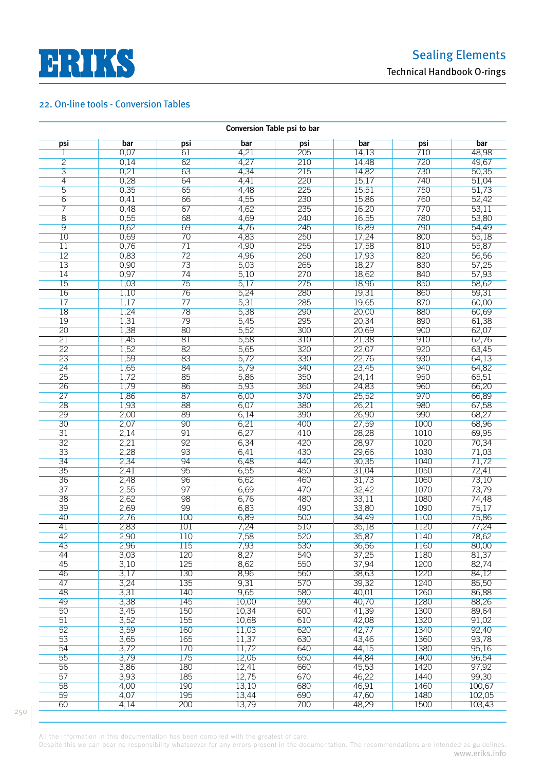## 22. On-line tools - Conversion Tables

| Conversion Table psi to bar | | | | | | | |
|---|---|---|---|---|---|---|---|
| **psi** | **bar** | **psi** | **bar** | **psi** | **bar** | **psi** | **bar** |
| 1 | 0,07 | 61 | 4,21 | 205 | 14,13 | 710 | 48,98 |
| 2 | 0,14 | 62 | 4,27 | 210 | 14,48 | 720 | 49,67 |
| 3 | 0,21 | 63 | 4,34 | 215 | 14,82 | 730 | 50,35 |
| 4 | 0,28 | 64 | 4,41 | 220 | 15,17 | 740 | 51,04 |
| 5 | 0,35 | 65 | 4,48 | 225 | 15,51 | 750 | 51,73 |
| 6 | 0,41 | 66 | 4,55 | 230 | 15,86 | 760 | 52,42 |
| 7 | 0,48 | 67 | 4,62 | 235 | 16,20 | 770 | 53,11 |
| 8 | 0,55 | 68 | 4,69 | 240 | 16,55 | 780 | 53,80 |
| 9 | 0,62 | 69 | 4,76 | 245 | 16,89 | 790 | 54,49 |
| 10 | 0,69 | 70 | 4,83 | 250 | 17,24 | 800 | 55,18 |
| 11 | 0,76 | 71 | 4,90 | 255 | 17,58 | 810 | 55,87 |
| 12 | 0,83 | 72 | 4,96 | 260 | 17,93 | 820 | 56,56 |
| 13 | 0,90 | 73 | 5,03 | 265 | 18,27 | 830 | 57,25 |
| 14 | 0,97 | 74 | 5,10 | 270 | 18,62 | 840 | 57,93 |
| 15 | 1,03 | 75 | 5,17 | 275 | 18,96 | 850 | 58,62 |
| 16 | 1,10 | 76 | 5,24 | 280 | 19,31 | 860 | 59,31 |
| 17 | 1,17 | 77 | 5,31 | 285 | 19,65 | 870 | 60,00 |
| 18 | 1,24 | 78 | 5,38 | 290 | 20,00 | 880 | 60,69 |
| 19 | 1,31 | 79 | 5,45 | 295 | 20,34 | 890 | 61,38 |
| 20 | 1,38 | 80 | 5,52 | 300 | 20,69 | 900 | 62,07 |
| 21 | 1,45 | 81 | 5,58 | 310 | 21,38 | 910 | 62,76 |
| 22 | 1,52 | 82 | 5,65 | 320 | 22,07 | 920 | 63,45 |
| 23 | 1,59 | 83 | 5,72 | 330 | 22,76 | 930 | 64,13 |
| 24 | 1,65 | 84 | 5,79 | 340 | 23,45 | 940 | 64,82 |
| 25 | 1,72 | 85 | 5,86 | 350 | 24,14 | 950 | 65,51 |
| 26 | 1,79 | 86 | 5,93 | 360 | 24,83 | 960 | 66,20 |
| 27 | 1,86 | 87 | 6,00 | 370 | 25,52 | 970 | 66,89 |
| 28 | 1,93 | 88 | 6,07 | 380 | 26,21 | 980 | 67,58 |
| 29 | 2,00 | 89 | 6,14 | 390 | 26,90 | 990 | 68,27 |
| 30 | 2,07 | 90 | 6,21 | 400 | 27,59 | 1000 | 68,96 |
| 31 | 2,14 | 91 | 6,27 | 410 | 28,28 | 1010 | 69,95 |
| 32 | 2,21 | 92 | 6,34 | 420 | 28,97 | 1020 | 70,34 |
| 33 | 2,28 | 93 | 6,41 | 430 | 29,66 | 1030 | 71,03 |
| 34 | 2,34 | 94 | 6,48 | 440 | 30,35 | 1040 | 71,72 |
| 35 | 2,41 | 95 | 6,55 | 450 | 31,04 | 1050 | 72,41 |
| 36 | 2,48 | 96 | 6,62 | 460 | 31,73 | 1060 | 73,10 |
| 37 | 2,55 | 97 | 6,69 | 470 | 32,42 | 1070 | 73,79 |
| 38 | 2,62 | 98 | 6,76 | 480 | 33,11 | 1080 | 74,48 |
| 39 | 2,69 | 99 | 6,83 | 490 | 33,80 | 1090 | 75,17 |
| 40 | 2,76 | 100 | 6,89 | 500 | 34,49 | 1100 | 75,86 |
| 41 | 2,83 | 101 | 7,24 | 510 | 35,18 | 1120 | 77,24 |
| 42 | 2,90 | 110 | 7,58 | 520 | 35,87 | 1140 | 78,62 |
| 43 | 2,96 | 115 | 7,93 | 530 | 36,56 | 1160 | 80,00 |
| 44 | 3,03 | 120 | 8,27 | 540 | 37,25 | 1180 | 81,37 |
| 45 | 3,10 | 125 | 8,62 | 550 | 37,94 | 1200 | 82,74 |
| 46 | 3,17 | 130 | 8,96 | 560 | 38,63 | 1220 | 84,12 |
| 47 | 3,24 | 135 | 9,31 | 570 | 39,32 | 1240 | 85,50 |
| 48 | 3,31 | 140 | 9,65 | 580 | 40,01 | 1260 | 86,88 |
| 49 | 3,38 | 145 | 10,00 | 590 | 40,70 | 1280 | 88,26 |
| 50 | 3,45 | 150 | 10,34 | 600 | 41,39 | 1300 | 89,64 |
| 51 | 3,52 | 155 | 10,68 | 610 | 42,08 | 1320 | 91,02 |
| 52 | 3,59 | 160 | 11,03 | 620 | 42,77 | 1340 | 92,40 |
| 53 | 3,65 | 165 | 11,37 | 630 | 43,46 | 1360 | 93,78 |
| 54 | 3,72 | 170 | 11,72 | 640 | 44,15 | 1380 | 95,16 |
| 55 | 3,79 | 175 | 12,06 | 650 | 44,84 | 1400 | 96,54 |
| 56 | 3,86 | 180 | 12,41 | 660 | 45,53 | 1420 | 97,92 |
| 57 | 3,93 | 185 | 12,75 | 670 | 46,22 | 1440 | 99,30 |
| 58 | 4,00 | 190 | 13,10 | 680 | 46,91 | 1460 | 100,67 |
| 59 | 4,07 | 195 | 13,44 | 690 | 47,60 | 1480 | 102,05 |
| 60 | 4,14 | 200 | 13,79 | 700 | 48,29 | 1500 | 103,43 |

All the information in this documentation has been compiled with the greatest of care.
Despite this we can bear no responsibility whatsoever for any errors present in the documentation. The recommendations are intended as guidelines.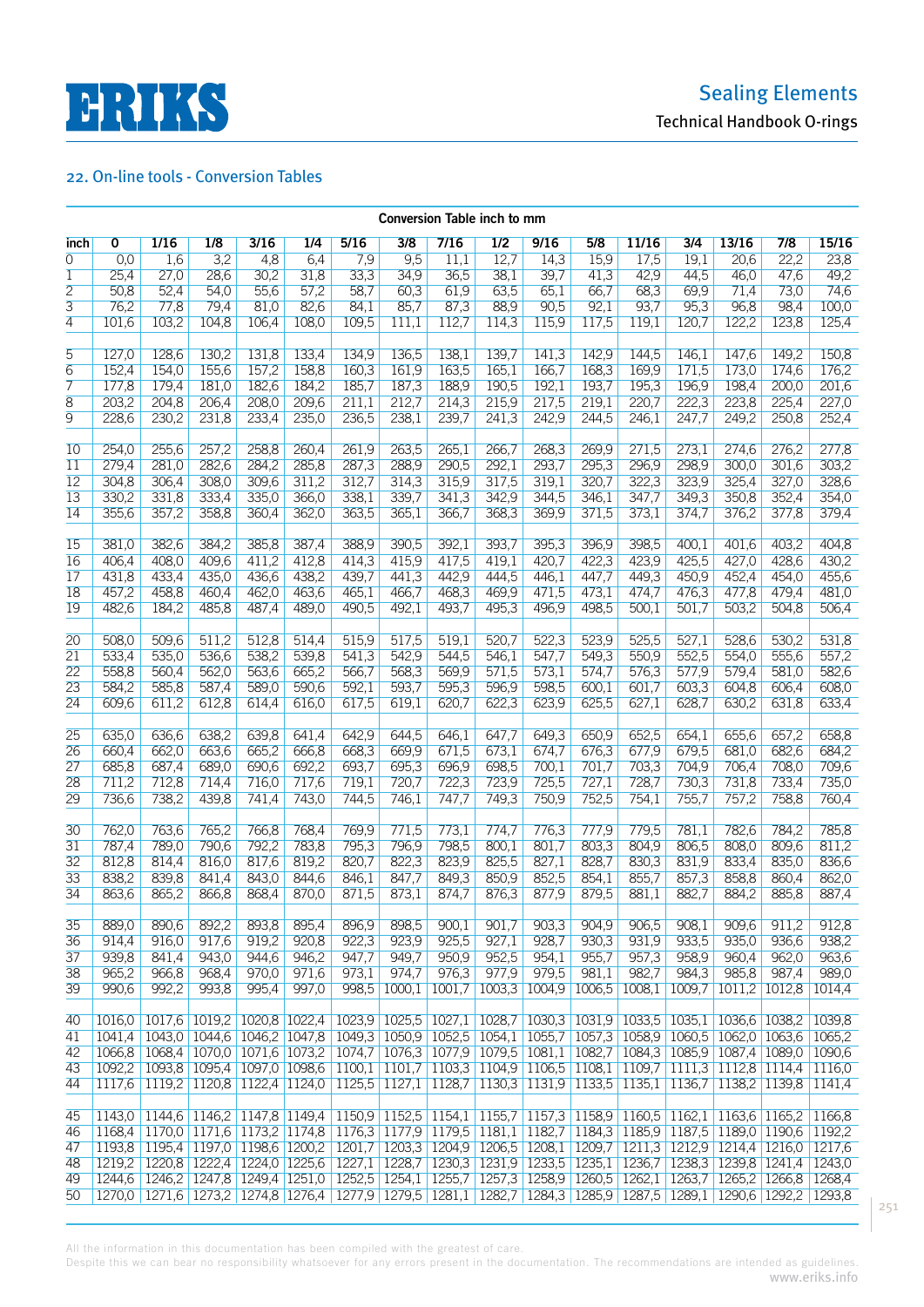## 22. On-line tools - Conversion Tables

**Conversion Table inch to mm**

| inch | 0 | 1/16 | 1/8 | 3/16 | 1/4 | 5/16 | 3/8 | 7/16 | 1/2 | 9/16 | 5/8 | 11/16 | 3/4 | 13/16 | 7/8 | 15/16 |
|---|---|---|---|---|---|---|---|---|---|---|---|---|---|---|---|---|
| 0 | 0,0 | 1,6 | 3,2 | 4,8 | 6,4 | 7,9 | 9,5 | 11,1 | 12,7 | 14,3 | 15,9 | 17,5 | 19,1 | 20,6 | 22,2 | 23,8 |
| 1 | 25,4 | 27,0 | 28,6 | 30,2 | 31,8 | 33,3 | 34,9 | 36,5 | 38,1 | 39,7 | 41,3 | 42,9 | 44,5 | 46,0 | 47,6 | 49,2 |
| 2 | 50,8 | 52,4 | 54,0 | 55,6 | 57,2 | 58,7 | 60,3 | 61,9 | 63,5 | 65,1 | 66,7 | 68,3 | 69,9 | 71,4 | 73,0 | 74,6 |
| 3 | 76,2 | 77,8 | 79,4 | 81,0 | 82,6 | 84,1 | 85,7 | 87,3 | 88,9 | 90,5 | 92,1 | 93,7 | 95,3 | 96,8 | 98,4 | 100,0 |
| 4 | 101,6 | 103,2 | 104,8 | 106,4 | 108,0 | 109,5 | 111,1 | 112,7 | 114,3 | 115,9 | 117,5 | 119,1 | 120,7 | 122,2 | 123,8 | 125,4 |
| 5 | 127,0 | 128,6 | 130,2 | 131,8 | 133,4 | 134,9 | 136,5 | 138,1 | 139,7 | 141,3 | 142,9 | 144,5 | 146,1 | 147,6 | 149,2 | 150,8 |
| 6 | 152,4 | 154,0 | 155,6 | 157,2 | 158,8 | 160,3 | 161,9 | 163,5 | 165,1 | 166,7 | 168,3 | 169,9 | 171,5 | 173,0 | 174,6 | 176,2 |
| 7 | 177,8 | 179,4 | 181,0 | 182,6 | 184,2 | 185,7 | 187,3 | 188,9 | 190,5 | 192,1 | 193,7 | 195,3 | 196,9 | 198,4 | 200,0 | 201,6 |
| 8 | 203,2 | 204,8 | 206,4 | 208,0 | 209,6 | 211,1 | 212,7 | 214,3 | 215,9 | 217,5 | 219,1 | 220,7 | 222,3 | 223,8 | 225,4 | 227,0 |
| 9 | 228,6 | 230,2 | 231,8 | 233,4 | 235,0 | 236,5 | 238,1 | 239,7 | 241,3 | 242,9 | 244,5 | 246,1 | 247,7 | 249,2 | 250,8 | 252,4 |
| 10 | 254,0 | 255,6 | 257,2 | 258,8 | 260,4 | 261,9 | 263,5 | 265,1 | 266,7 | 268,3 | 269,9 | 271,5 | 273,1 | 274,6 | 276,2 | 277,8 |
| 11 | 279,4 | 281,0 | 282,6 | 284,2 | 285,8 | 287,3 | 288,9 | 290,5 | 292,1 | 293,7 | 295,3 | 296,9 | 298,9 | 300,0 | 301,6 | 303,2 |
| 12 | 304,8 | 306,4 | 308,0 | 309,6 | 311,2 | 312,7 | 314,3 | 315,9 | 317,5 | 319,1 | 320,7 | 322,3 | 323,9 | 325,4 | 327,0 | 328,6 |
| 13 | 330,2 | 331,8 | 333,4 | 335,0 | 366,0 | 338,1 | 339,7 | 341,3 | 342,9 | 344,5 | 346,1 | 347,7 | 349,3 | 350,8 | 352,4 | 354,0 |
| 14 | 355,6 | 357,2 | 358,8 | 360,4 | 362,0 | 363,5 | 365,1 | 366,7 | 368,3 | 369,9 | 371,5 | 373,1 | 374,7 | 376,2 | 377,8 | 379,4 |
| 15 | 381,0 | 382,6 | 384,2 | 385,8 | 387,4 | 388,9 | 390,5 | 392,1 | 393,7 | 395,3 | 396,9 | 398,5 | 400,1 | 401,6 | 403,2 | 404,8 |
| 16 | 406,4 | 408,0 | 409,6 | 411,2 | 412,8 | 414,3 | 415,9 | 417,5 | 419,1 | 420,7 | 422,3 | 423,9 | 425,5 | 427,0 | 428,6 | 430,2 |
| 17 | 431,8 | 433,4 | 435,0 | 436,6 | 438,2 | 439,7 | 441,3 | 442,9 | 444,5 | 446,1 | 447,7 | 449,3 | 450,9 | 452,4 | 454,0 | 455,6 |
| 18 | 457,2 | 458,8 | 460,4 | 462,0 | 463,6 | 465,1 | 466,7 | 468,3 | 469,9 | 471,5 | 473,1 | 474,7 | 476,3 | 477,8 | 479,4 | 481,0 |
| 19 | 482,6 | 184,2 | 485,8 | 487,4 | 489,0 | 490,5 | 492,1 | 493,7 | 495,3 | 496,9 | 498,5 | 500,1 | 501,7 | 503,2 | 504,8 | 506,4 |
| 20 | 508,0 | 509,6 | 511,2 | 512,8 | 514,4 | 515,9 | 517,5 | 519,1 | 520,7 | 522,3 | 523,9 | 525,5 | 527,1 | 528,6 | 530,2 | 531,8 |
| 21 | 533,4 | 535,0 | 536,6 | 538,2 | 539,8 | 541,3 | 542,9 | 544,5 | 546,1 | 547,7 | 549,3 | 550,9 | 552,5 | 554,0 | 555,6 | 557,2 |
| 22 | 558,8 | 560,4 | 562,0 | 563,6 | 665,2 | 566,7 | 568,3 | 569,9 | 571,5 | 573,1 | 574,7 | 576,3 | 577,9 | 579,4 | 581,0 | 582,6 |
| 23 | 584,2 | 585,8 | 587,4 | 589,0 | 590,6 | 592,1 | 593,7 | 595,3 | 596,9 | 598,5 | 600,1 | 601,7 | 603,3 | 604,8 | 606,4 | 608,0 |
| 24 | 609,6 | 611,2 | 612,8 | 614,4 | 616,0 | 617,5 | 619,1 | 620,7 | 622,3 | 623,9 | 625,5 | 627,1 | 628,7 | 630,2 | 631,8 | 633,4 |
| 25 | 635,0 | 636,6 | 638,2 | 639,8 | 641,4 | 642,9 | 644,5 | 646,1 | 647,7 | 649,3 | 650,9 | 652,5 | 654,1 | 655,6 | 657,2 | 658,8 |
| 26 | 660,4 | 662,0 | 663,6 | 665,2 | 666,8 | 668,3 | 669,9 | 671,5 | 673,1 | 674,7 | 676,3 | 677,9 | 679,5 | 681,0 | 682,6 | 684,2 |
| 27 | 685,8 | 687,4 | 689,0 | 690,6 | 692,2 | 693,7 | 695,3 | 696,9 | 698,5 | 700,1 | 701,7 | 703,3 | 704,9 | 706,4 | 708,0 | 709,6 |
| 28 | 711,2 | 712,8 | 714,4 | 716,0 | 717,6 | 719,1 | 720,7 | 722,3 | 723,9 | 725,5 | 727,1 | 728,7 | 730,3 | 731,8 | 733,4 | 735,0 |
| 29 | 736,6 | 738,2 | 439,8 | 741,4 | 743,0 | 744,5 | 746,1 | 747,7 | 749,3 | 750,9 | 752,5 | 754,1 | 755,7 | 757,2 | 758,8 | 760,4 |
| 30 | 762,0 | 763,6 | 765,2 | 766,8 | 768,4 | 769,9 | 771,5 | 773,1 | 774,7 | 776,3 | 777,9 | 779,5 | 781,1 | 782,6 | 784,2 | 785,8 |
| 31 | 787,4 | 789,0 | 790,6 | 792,2 | 783,8 | 795,3 | 796,9 | 798,5 | 800,1 | 801,7 | 803,3 | 804,9 | 806,5 | 808,0 | 809,6 | 811,2 |
| 32 | 812,8 | 814,4 | 816,0 | 817,6 | 819,2 | 820,7 | 822,3 | 823,9 | 825,5 | 827,1 | 828,7 | 830,3 | 831,9 | 833,4 | 835,0 | 836,6 |
| 33 | 838,2 | 839,8 | 841,4 | 843,0 | 844,6 | 846,1 | 847,7 | 849,3 | 850,9 | 852,5 | 854,1 | 855,7 | 857,3 | 858,8 | 860,4 | 862,0 |
| 34 | 863,6 | 865,2 | 866,8 | 868,4 | 870,0 | 871,5 | 873,1 | 874,7 | 876,3 | 877,9 | 879,5 | 881,1 | 882,7 | 884,2 | 885,8 | 887,4 |
| 35 | 889,0 | 890,6 | 892,2 | 893,8 | 895,4 | 896,9 | 898,5 | 900,1 | 901,7 | 903,3 | 904,9 | 906,5 | 908,1 | 909,6 | 911,2 | 912,8 |
| 36 | 914,4 | 916,0 | 917,6 | 919,2 | 920,8 | 922,3 | 923,9 | 925,5 | 927,1 | 928,7 | 930,3 | 931,9 | 933,5 | 935,0 | 936,6 | 938,2 |
| 37 | 939,8 | 841,4 | 943,0 | 944,6 | 946,2 | 947,7 | 949,7 | 950,9 | 952,5 | 954,1 | 955,7 | 957,3 | 958,9 | 960,4 | 962,0 | 963,6 |
| 38 | 965,2 | 966,8 | 968,4 | 970,0 | 971,6 | 973,1 | 974,7 | 976,3 | 977,9 | 979,5 | 981,1 | 982,7 | 984,3 | 985,8 | 987,4 | 989,0 |
| 39 | 990,6 | 992,2 | 993,8 | 995,4 | 997,0 | 998,5 | 1000,1 | 1001,7 | 1003,3 | 1004,9 | 1006,5 | 1008,1 | 1009,7 | 1011,2 | 1012,8 | 1014,4 |
| 40 | 1016,0 | 1017,6 | 1019,2 | 1020,8 | 1022,4 | 1023,9 | 1025,5 | 1027,1 | 1028,7 | 1030,3 | 1031,9 | 1033,5 | 1035,1 | 1036,6 | 1038,2 | 1039,8 |
| 41 | 1041,4 | 1043,0 | 1044,6 | 1046,2 | 1047,8 | 1049,3 | 1050,9 | 1052,5 | 1054,1 | 1055,7 | 1057,3 | 1058,9 | 1060,5 | 1062,0 | 1063,6 | 1065,2 |
| 42 | 1066,8 | 1068,4 | 1070,0 | 1071,6 | 1073,2 | 1074,7 | 1076,3 | 1077,9 | 1079,5 | 1081,1 | 1082,7 | 1084,3 | 1085,9 | 1087,4 | 1089,0 | 1090,6 |
| 43 | 1092,2 | 1093,8 | 1095,4 | 1097,0 | 1098,6 | 1100,1 | 1101,7 | 1103,3 | 1104,9 | 1106,5 | 1108,1 | 1109,7 | 1111,3 | 1112,8 | 1114,4 | 1116,0 |
| 44 | 1117,6 | 1119,2 | 1120,8 | 1122,4 | 1124,0 | 1125,5 | 1127,1 | 1128,7 | 1130,3 | 1131,9 | 1133,5 | 1135,1 | 1136,7 | 1138,2 | 1139,8 | 1141,4 |
| 45 | 1143,0 | 1144,6 | 1146,2 | 1147,8 | 1149,4 | 1150,9 | 1152,5 | 1154,1 | 1155,7 | 1157,3 | 1158,9 | 1160,5 | 1162,1 | 1163,6 | 1165,2 | 1166,8 |
| 46 | 1168,4 | 1170,0 | 1171,6 | 1173,2 | 1174,8 | 1176,3 | 1177,9 | 1179,5 | 1181,1 | 1182,7 | 1184,3 | 1185,9 | 1187,5 | 1189,0 | 1190,6 | 1192,2 |
| 47 | 1193,8 | 1195,4 | 1197,0 | 1198,6 | 1200,2 | 1201,7 | 1203,3 | 1204,9 | 1206,5 | 1208,1 | 1209,7 | 1211,3 | 1212,9 | 1214,4 | 1216,0 | 1217,6 |
| 48 | 1219,2 | 1220,8 | 1222,4 | 1224,0 | 1225,6 | 1227,1 | 1228,7 | 1230,3 | 1231,9 | 1233,5 | 1235,1 | 1236,7 | 1238,3 | 1239,8 | 1241,4 | 1243,0 |
| 49 | 1244,6 | 1246,2 | 1247,8 | 1249,4 | 1251,0 | 1252,5 | 1254,1 | 1255,7 | 1257,3 | 1258,9 | 1260,5 | 1262,1 | 1263,7 | 1265,2 | 1266,8 | 1268,4 |
| 50 | 1270,0 | 1271,6 | 1273,2 | 1274,8 | 1276,4 | 1277,9 | 1279,5 | 1281,1 | 1282,7 | 1284,3 | 1285,9 | 1287,5 | 1289,1 | 1290,6 | 1292,2 | 1293,8 |

All the information in this documentation has been compiled with the greatest of care.
Despite this we can bear no responsibility whatsoever for any errors present in the documentation. The recommendations are intended as guidelines.
www.eriks.info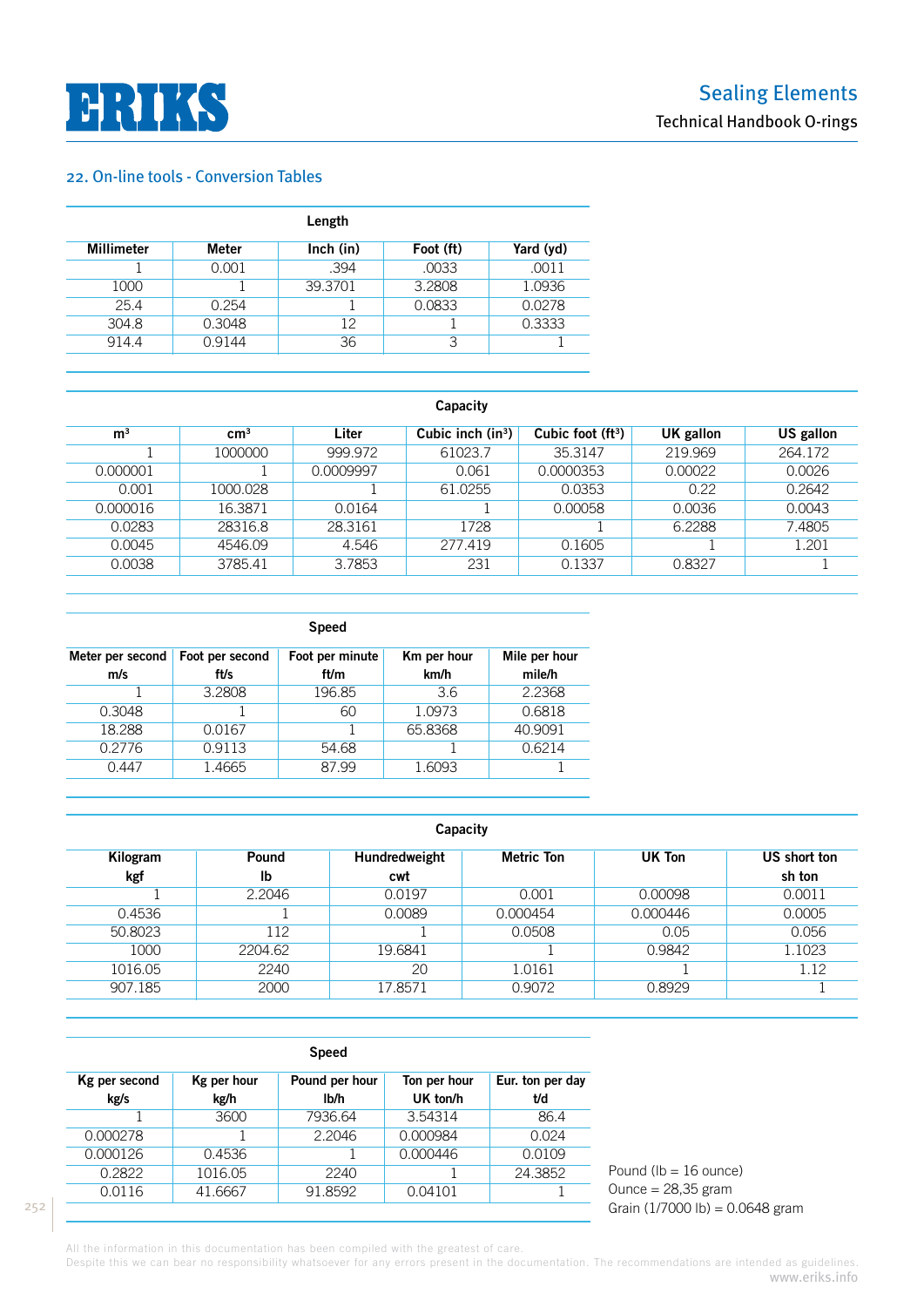## 22. On-line tools - Conversion Tables

| Length | | | | |
|---|---|---|---|---|
| Millimeter | Meter | Inch (in) | Foot (ft) | Yard (yd) |
| 1 | 0.001 | .394 | .0033 | .0011 |
| 1000 | 1 | 39.3701 | 3.2808 | 1.0936 |
| 25.4 | 0.254 | 1 | 0.0833 | 0.0278 |
| 304.8 | 0.3048 | 12 | 1 | 0.3333 |
| 914.4 | 0.9144 | 36 | 3 | 1 |

| Capacity | | | | | | |
|---|---|---|---|---|---|---|
| $m^3$ | $cm^3$ | Liter | Cubic inch ($in^3$) | Cubic foot ($ft^3$) | UK gallon | US gallon |
| 1 | 1000000 | 999.972 | 61023.7 | 35.3147 | 219.969 | 264.172 |
| 0.000001 | 1 | 0.0009997 | 0.061 | 0.0000353 | 0.00022 | 0.0026 |
| 0.001 | 1000.028 | 1 | 61.0255 | 0.0353 | 0.22 | 0.2642 |
| 0.000016 | 16.3871 | 0.0164 | 1 | 0.00058 | 0.0036 | 0.0043 |
| 0.0283 | 28316.8 | 28.3161 | 1728 | 1 | 6.2288 | 7.4805 |
| 0.0045 | 4546.09 | 4.546 | 277.419 | 0.1605 | 1 | 1.201 |
| 0.0038 | 3785.41 | 3.7853 | 231 | 0.1337 | 0.8327 | 1 |

| Speed | | | | |
|---|---|---|---|---|
| Meter per second m/s | Foot per second ft/s | Foot per minute ft/m | Km per hour km/h | Mile per hour mile/h |
| 1 | 3.2808 | 196.85 | 3.6 | 2.2368 |
| 0.3048 | 1 | 60 | 1.0973 | 0.6818 |
| 18.288 | 0.0167 | 1 | 65.8368 | 40.9091 |
| 0.2776 | 0.9113 | 54.68 | 1 | 0.6214 |
| 0.447 | 1.4665 | 87.99 | 1.6093 | 1 |

| Capacity | | | | | |
|---|---|---|---|---|---|
| Kilogram kgf | Pound lb | Hundredweight cwt | Metric Ton | UK Ton | US short ton sh ton |
| 1 | 2.2046 | 0.0197 | 0.001 | 0.00098 | 0.0011 |
| 0.4536 | 1 | 0.0089 | 0.000454 | 0.000446 | 0.0005 |
| 50.8023 | 112 | 1 | 0.0508 | 0.05 | 0.056 |
| 1000 | 2204.62 | 19.6841 | 1 | 0.9842 | 1.1023 |
| 1016.05 | 2240 | 20 | 1.0161 | 1 | 1.12 |
| 907.185 | 2000 | 17.8571 | 0.9072 | 0.8929 | 1 |

| Speed | | | | |
|---|---|---|---|---|
| Kg per second kg/s | Kg per hour kg/h | Pound per hour lb/h | Ton per hour UK ton/h | Eur. ton per day t/d |
| 1 | 3600 | 7936.64 | 3.54314 | 86.4 |
| 0.000278 | 1 | 2.2046 | 0.000984 | 0.024 |
| 0.000126 | 0.4536 | 1 | 0.000446 | 0.0109 |
| 0.2822 | 1016.05 | 2240 | 1 | 24.3852 |
| 0.0116 | 41.6667 | 91.8592 | 0.04101 | 1 |

Pound (lb = 16 ounce)
Ounce = 28,35 gram
Grain (1/7000 lb) = 0.0648 gram